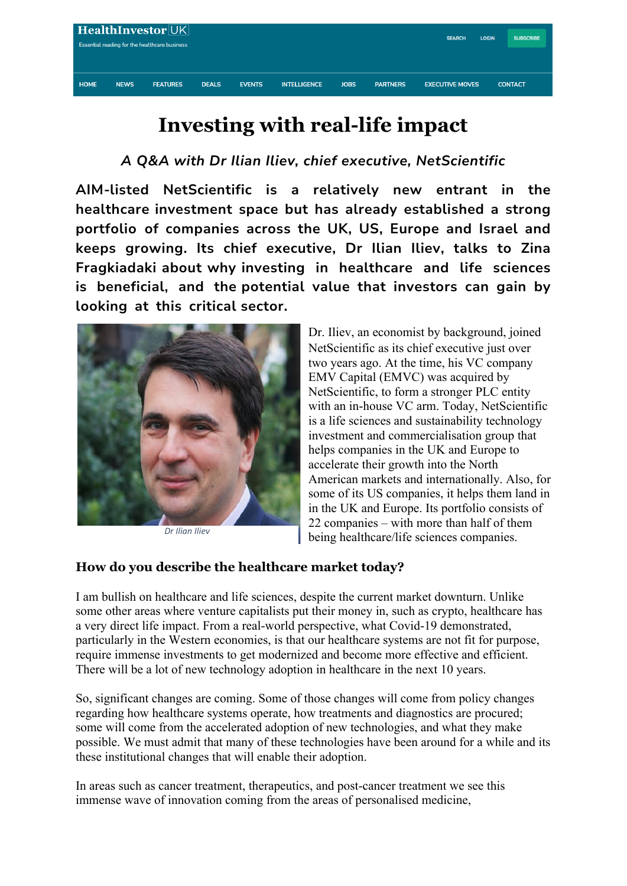# Investing with real-life impact

*A Q&A with Dr Ilian Iliev, chief executive, NetScientific*

**AIM-listed NetScientific is a relatively new entrant in the healthcare investment space but has already established a strong portfolio of companies across the UK, US, Europe and Israel and keeps growing. Its chief executive, Dr Ilian Iliev, talks to Zina Fragkiadaki about why investing in healthcare and life sciences is beneficial, and the potential value that investors can gain by looking at this critical sector.**

Dr Ilian Iliev

Dr. Iliev, an economist by background, joined NetScientific as its chief executive just over two years ago. At the time, his VC company EMV Capital (EMVC) was acquired by NetScientific, to form a stronger PLC entity with an in-house VC arm. Today, NetScientific is a life sciences and sustainability technology investment and commercialisation group that helps companies in the UK and Europe to accelerate their growth into the North American markets and internationally. Also, for some of its US companies, it helps them land in in the UK and Europe. Its portfolio consists of 22 companies – with more than half of them being healthcare/life sciences companies.

### How do you describe the healthcare market today?

I am bullish on healthcare and life sciences, despite the current market downturn. Unlike some other areas where venture capitalists put their money in, such as crypto, healthcare has a very direct life impact. From a real-world perspective, what Covid-19 demonstrated, particularly in the Western economies, is that our healthcare systems are not fit for purpose, require immense investments to get modernized and become more effective and efficient. There will be a lot of new technology adoption in healthcare in the next 10 years.

So, significant changes are coming. Some of those changes will come from policy changes regarding how healthcare systems operate, how treatments and diagnostics are procured; some will come from the accelerated adoption of new technologies, and what they make possible. We must admit that many of these technologies have been around for a while and its these institutional changes that will enable their adoption.

In areas such as cancer treatment, therapeutics, and post-cancer treatment we see this immense wave of innovation coming from the areas of personalised medicine,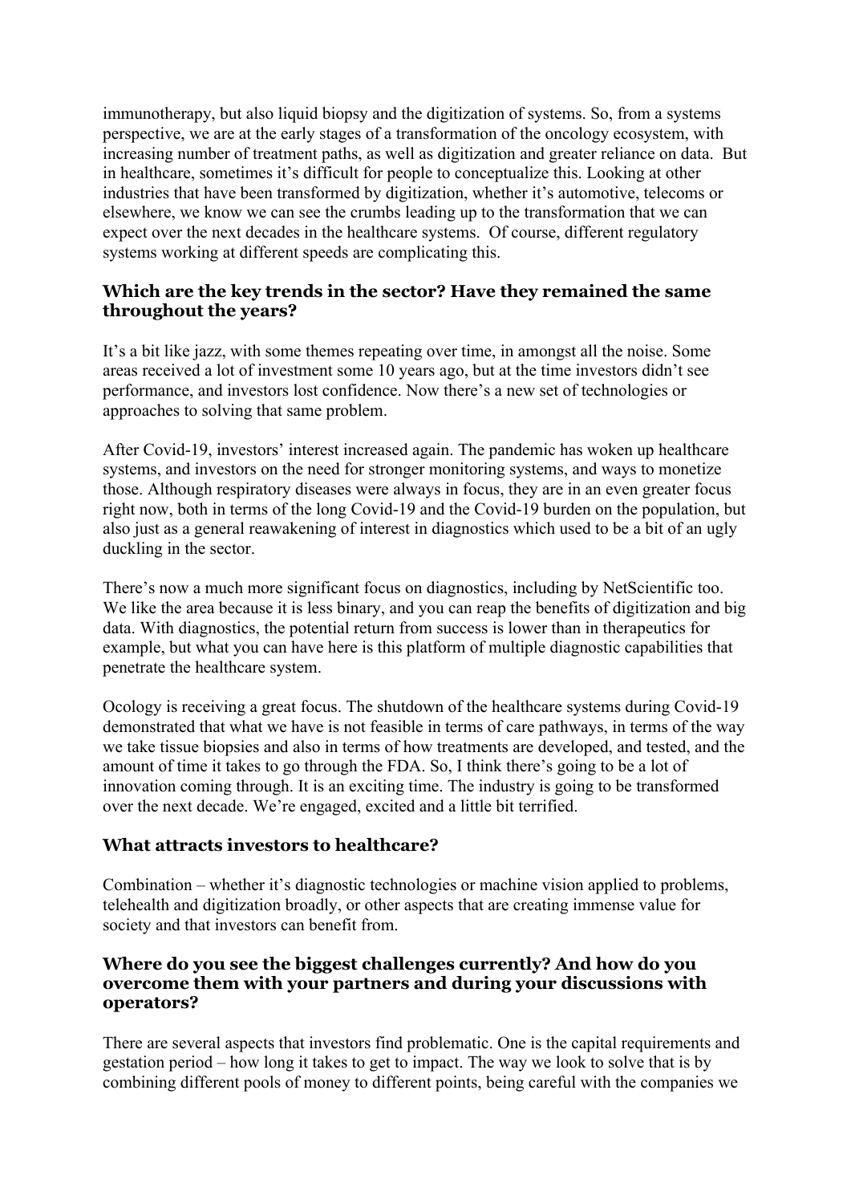immunotherapy, but also liquid biopsy and the digitization of systems. So, from a systems perspective, we are at the early stages of a transformation of the oncology ecosystem, with increasing number of treatment paths, as well as digitization and greater reliance on data. But in healthcare, sometimes it's difficult for people to conceptualize this. Looking at other industries that have been transformed by digitization, whether it's automotive, telecoms or elsewhere, we know we can see the crumbs leading up to the transformation that we can expect over the next decades in the healthcare systems. Of course, different regulatory systems working at different speeds are complicating this.

### Which are the key trends in the sector? Have they remained the same throughout the years?

It's a bit like jazz, with some themes repeating over time, in amongst all the noise. Some areas received a lot of investment some 10 years ago, but at the time investors didn't see performance, and investors lost confidence. Now there's a new set of technologies or approaches to solving that same problem.

After Covid-19, investors' interest increased again. The pandemic has woken up healthcare systems, and investors on the need for stronger monitoring systems, and ways to monetize those. Although respiratory diseases were always in focus, they are in an even greater focus right now, both in terms of the long Covid-19 and the Covid-19 burden on the population, but also just as a general reawakening of interest in diagnostics which used to be a bit of an ugly duckling in the sector.

There's now a much more significant focus on diagnostics, including by NetScientific too. We like the area because it is less binary, and you can reap the benefits of digitization and big data. With diagnostics, the potential return from success is lower than in therapeutics for example, but what you can have here is this platform of multiple diagnostic capabilities that penetrate the healthcare system.

Ocology is receiving a great focus. The shutdown of the healthcare systems during Covid-19 demonstrated that what we have is not feasible in terms of care pathways, in terms of the way we take tissue biopsies and also in terms of how treatments are developed, and tested, and the amount of time it takes to go through the FDA. So, I think there's going to be a lot of innovation coming through. It is an exciting time. The industry is going to be transformed over the next decade. We're engaged, excited and a little bit terrified.

### What attracts investors to healthcare?

Combination – whether it's diagnostic technologies or machine vision applied to problems, telehealth and digitization broadly, or other aspects that are creating immense value for society and that investors can benefit from.

### Where do you see the biggest challenges currently? And how do you overcome them with your partners and during your discussions with operators?

There are several aspects that investors find problematic. One is the capital requirements and gestation period – how long it takes to get to impact. The way we look to solve that is by combining different pools of money to different points, being careful with the companies we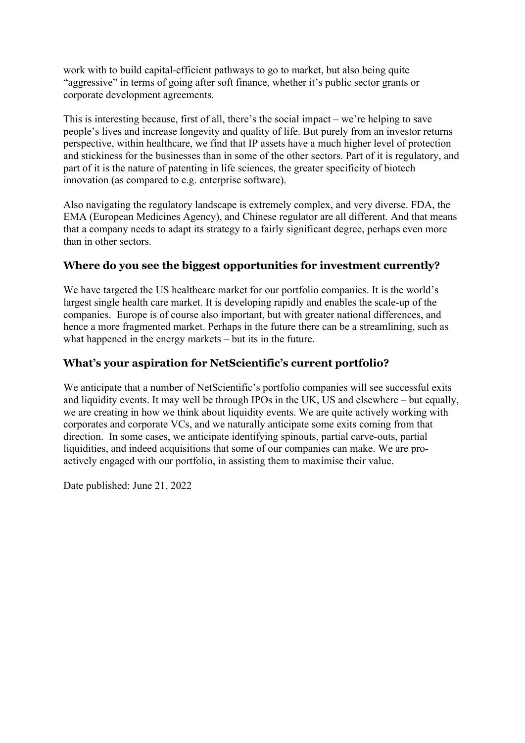work with to build capital-efficient pathways to go to market, but also being quite "aggressive" in terms of going after soft finance, whether it's public sector grants or corporate development agreements.

This is interesting because, first of all, there's the social impact – we're helping to save people's lives and increase longevity and quality of life. But purely from an investor returns perspective, within healthcare, we find that IP assets have a much higher level of protection and stickiness for the businesses than in some of the other sectors. Part of it is regulatory, and part of it is the nature of patenting in life sciences, the greater specificity of biotech innovation (as compared to e.g. enterprise software).

Also navigating the regulatory landscape is extremely complex, and very diverse. FDA, the EMA (European Medicines Agency), and Chinese regulator are all different. And that means that a company needs to adapt its strategy to a fairly significant degree, perhaps even more than in other sectors.

### Where do you see the biggest opportunities for investment currently?

We have targeted the US healthcare market for our portfolio companies. It is the world's largest single health care market. It is developing rapidly and enables the scale-up of the companies. Europe is of course also important, but with greater national differences, and hence a more fragmented market. Perhaps in the future there can be a streamlining, such as what happened in the energy markets – but its in the future.

### What's your aspiration for NetScientific's current portfolio?

We anticipate that a number of NetScientific's portfolio companies will see successful exits and liquidity events. It may well be through IPOs in the UK, US and elsewhere – but equally, we are creating in how we think about liquidity events. We are quite actively working with corporates and corporate VCs, and we naturally anticipate some exits coming from that direction. In some cases, we anticipate identifying spinouts, partial carve-outs, partial liquidities, and indeed acquisitions that some of our companies can make. We are pro-actively engaged with our portfolio, in assisting them to maximise their value.

Date published: June 21, 2022